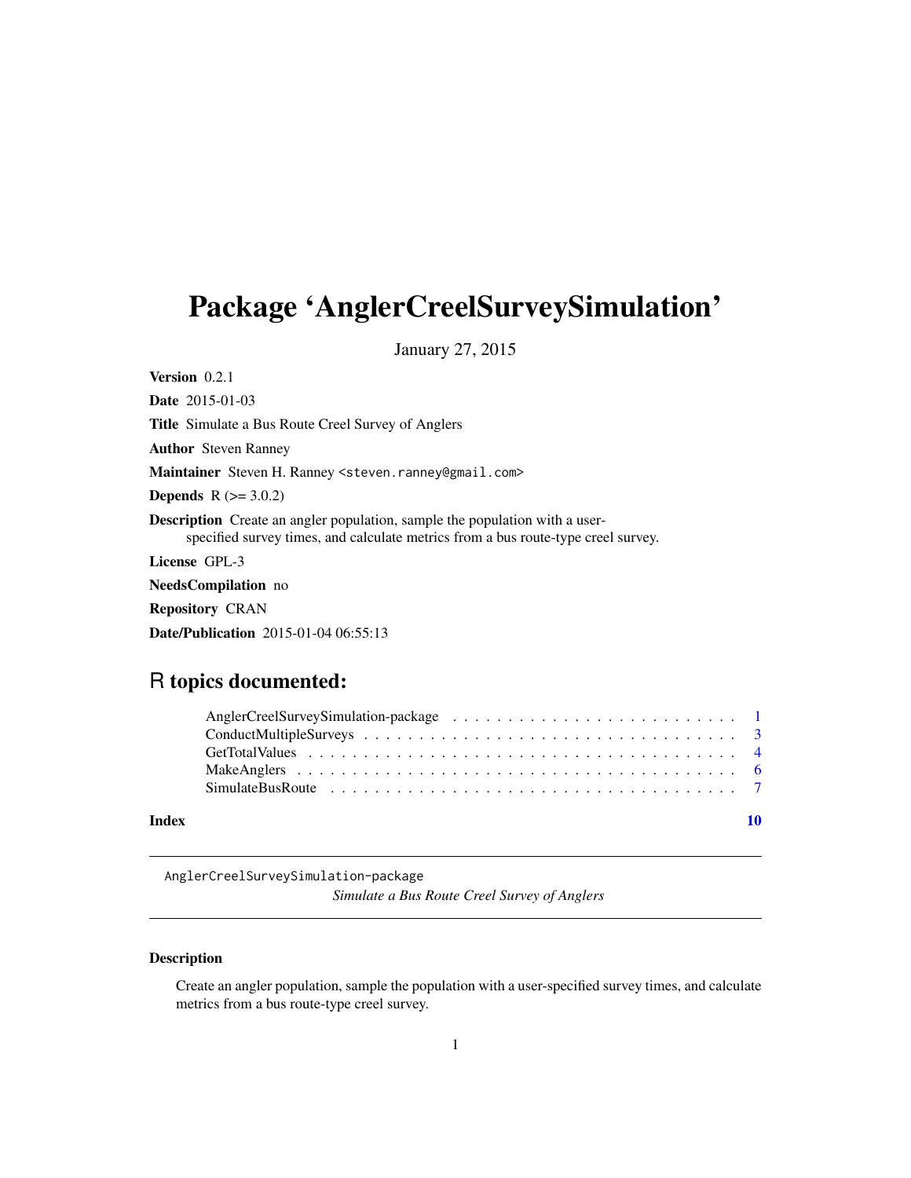# Package ‘AnglerCreelSurveySimulation’

January 27, 2015

**Version** 0.2.1

**Date** 2015-01-03

**Title** Simulate a Bus Route Creel Survey of Anglers

**Author** Steven Ranney

**Maintainer** Steven H. Ranney <steven.ranney@gmail.com>

**Depends** R (>= 3.0.2)

**Description** Create an angler population, sample the population with a user-specified survey times, and calculate metrics from a bus route-type creel survey.

**License** GPL-3

**NeedsCompilation** no

**Repository** CRAN

**Date/Publication** 2015-01-04 06:55:13

## R topics documented:

- AnglerCreelSurveySimulation-package . . . . . . . . . . . . . . . . . . . . . . . . . . 1
- ConductMultipleSurveys . . . . . . . . . . . . . . . . . . . . . . . . . . . . . . . . . . 3
- GetTotalValues . . . . . . . . . . . . . . . . . . . . . . . . . . . . . . . . . . . . . . 4
- MakeAnglers . . . . . . . . . . . . . . . . . . . . . . . . . . . . . . . . . . . . . . . 6
- SimulateBusRoute . . . . . . . . . . . . . . . . . . . . . . . . . . . . . . . . . . . . 7

**Index** 10

---

AnglerCreelSurveySimulation-package

*Simulate a Bus Route Creel Survey of Anglers*

---

### Description

Create an angler population, sample the population with a user-specified survey times, and calculate metrics from a bus route-type creel survey.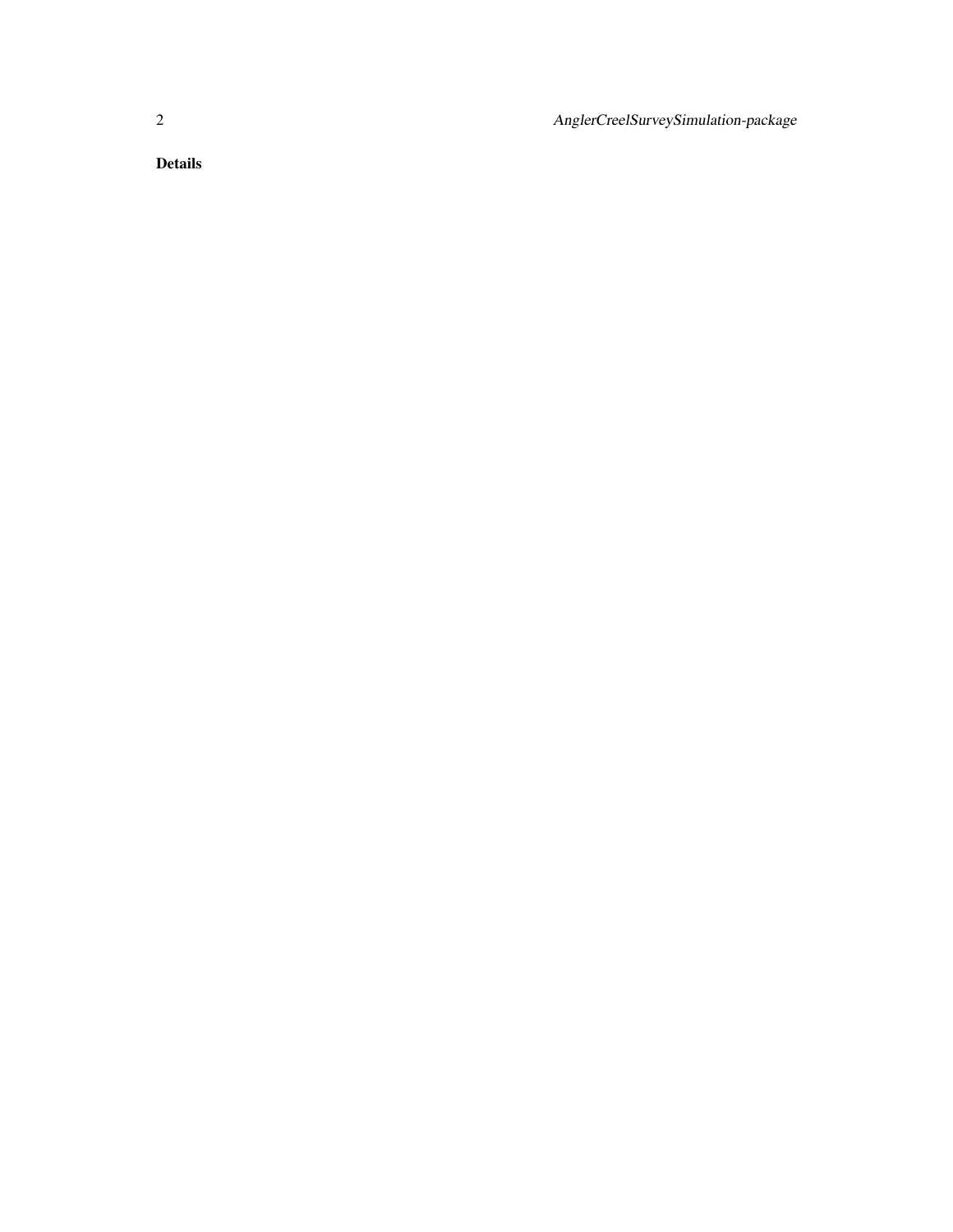## Details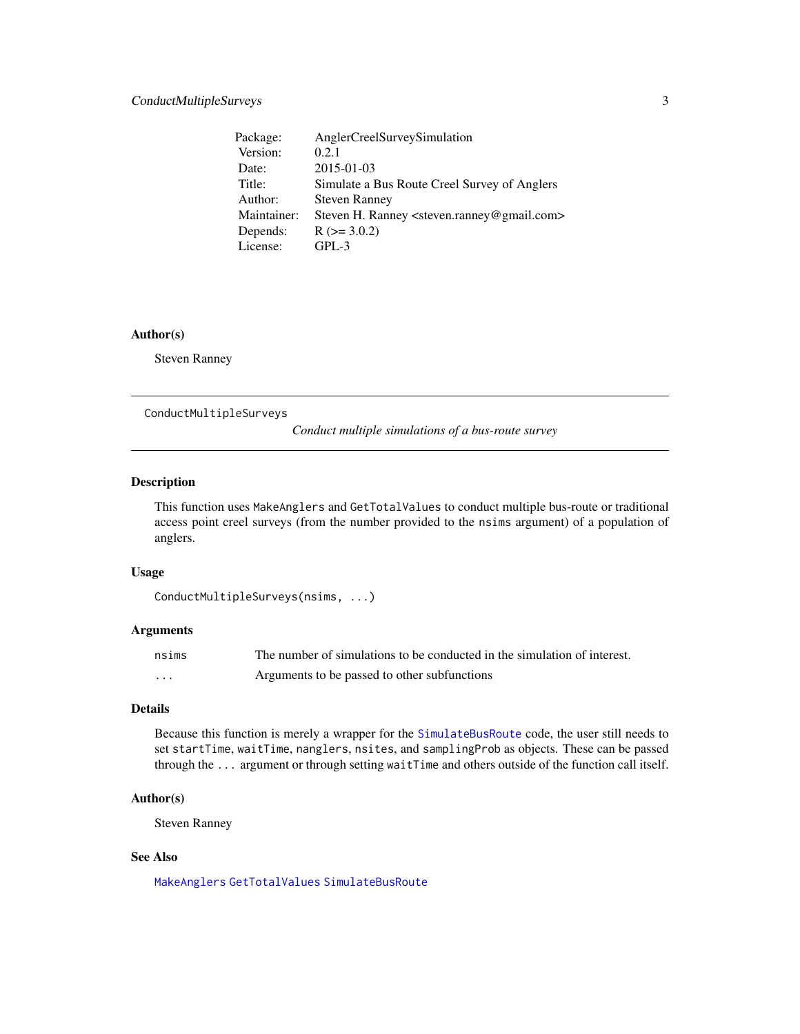| Package: | AnglerCreelSurveySimulation |
|---|---|
| Version: | 0.2.1 |
| Date: | 2015-01-03 |
| Title: | Simulate a Bus Route Creel Survey of Anglers |
| Author: | Steven Ranney |
| Maintainer: | Steven H. Ranney <steven.ranney@gmail.com> |
| Depends: | R (>= 3.0.2) |
| License: | GPL-3 |

### Author(s)

Steven Ranney

---

## ConductMultipleSurveys

*Conduct multiple simulations of a bus-route survey*

---

### Description

This function uses `MakeAnglers` and `GetTotalValues` to conduct multiple bus-route or traditional access point creel surveys (from the number provided to the `nsims` argument) of a population of anglers.

### Usage

```
ConductMultipleSurveys(nsims, ...)
```

### Arguments

| | |
|---|---|
| `nsims` | The number of simulations to be conducted in the simulation of interest. |
| `...` | Arguments to be passed to other subfunctions |

### Details

Because this function is merely a wrapper for the `SimulateBusRoute` code, the user still needs to set `startTime`, `waitTime`, `nanglers`, `nsites`, and `samplingProb` as objects. These can be passed through the `...` argument or through setting `waitTime` and others outside of the function call itself.

### Author(s)

Steven Ranney

### See Also

`MakeAnglers` `GetTotalValues` `SimulateBusRoute`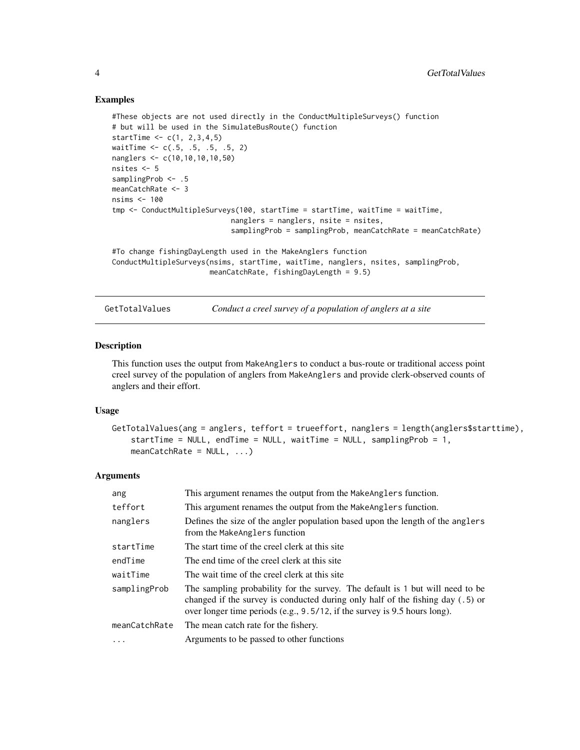## Examples

```
#These objects are not used directly in the ConductMultipleSurveys() function
# but will be used in the SimulateBusRoute() function
startTime <- c(1, 2,3,4,5)
waitTime <- c(.5, .5, .5, .5, 2)
nanglers <- c(10,10,10,10,50)
nsites <- 5
samplingProb <- .5
meanCatchRate <- 3
nsims <- 100
tmp <- ConductMultipleSurveys(100, startTime = startTime, waitTime = waitTime,
                              nanglers = nanglers, nsite = nsites,
                              samplingProb = samplingProb, meanCatchRate = meanCatchRate)

#To change fishingDayLength used in the MakeAnglers function
ConductMultipleSurveys(nsims, startTime, waitTime, nanglers, nsites, samplingProb,
                       meanCatchRate, fishingDayLength = 9.5)
```

---

# GetTotalValues — *Conduct a creel survey of a population of anglers at a site*

## Description

This function uses the output from `MakeAnglers` to conduct a bus-route or traditional access point creel survey of the population of anglers from `MakeAnglers` and provide clerk-observed counts of anglers and their effort.

## Usage

```
GetTotalValues(ang = anglers, teffort = trueeffort, nanglers = length(anglers$starttime),
    startTime = NULL, endTime = NULL, waitTime = NULL, samplingProb = 1,
    meanCatchRate = NULL, ...)
```

## Arguments

| | |
|---|---|
| `ang` | This argument renames the output from the `MakeAnglers` function. |
| `teffort` | This argument renames the output from the `MakeAnglers` function. |
| `nanglers` | Defines the size of the angler population based upon the length of the `anglers` from the `MakeAnglers` function |
| `startTime` | The start time of the creel clerk at this site |
| `endTime` | The end time of the creel clerk at this site |
| `waitTime` | The wait time of the creel clerk at this site |
| `samplingProb` | The sampling probability for the survey. The default is `1` but will need to be changed if the survey is conducted during only half of the fishing day (`.5`) or over longer time periods (e.g., `9.5/12`, if the survey is 9.5 hours long). |
| `meanCatchRate` | The mean catch rate for the fishery. |
| `...` | Arguments to be passed to other functions |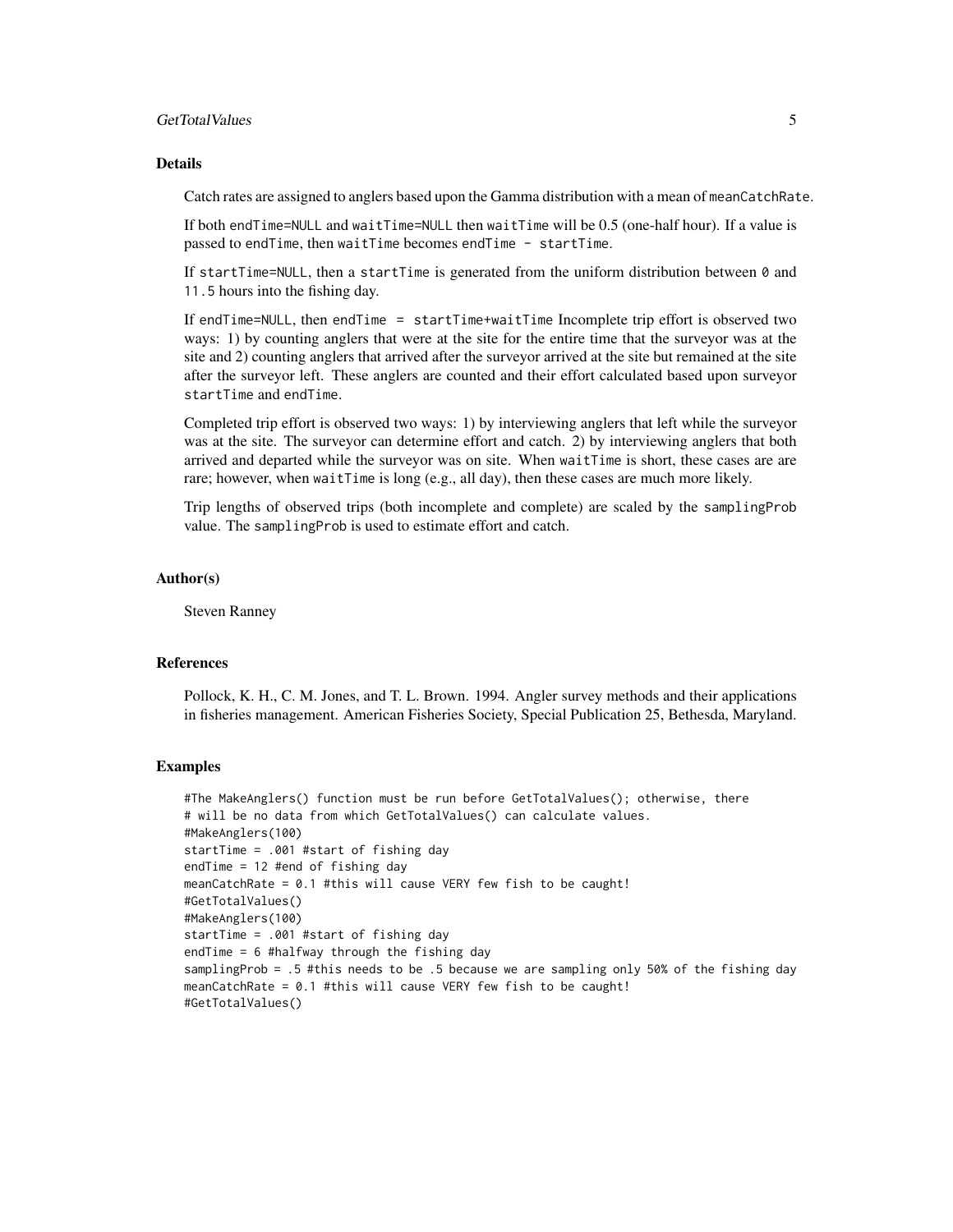## Details

Catch rates are assigned to anglers based upon the Gamma distribution with a mean of `meanCatchRate`.

If both `endTime=NULL` and `waitTime=NULL` then `waitTime` will be 0.5 (one-half hour). If a value is passed to `endTime`, then `waitTime` becomes `endTime - startTime`.

If `startTime=NULL`, then a `startTime` is generated from the uniform distribution between `0` and `11.5` hours into the fishing day.

If `endTime=NULL`, then `endTime = startTime+waitTime` Incomplete trip effort is observed two ways: 1) by counting anglers that were at the site for the entire time that the surveyor was at the site and 2) counting anglers that arrived after the surveyor arrived at the site but remained at the site after the surveyor left. These anglers are counted and their effort calculated based upon surveyor `startTime` and `endTime`.

Completed trip effort is observed two ways: 1) by interviewing anglers that left while the surveyor was at the site. The surveyor can determine effort and catch. 2) by interviewing anglers that both arrived and departed while the surveyor was on site. When `waitTime` is short, these cases are are rare; however, when `waitTime` is long (e.g., all day), then these cases are much more likely.

Trip lengths of observed trips (both incomplete and complete) are scaled by the `samplingProb` value. The `samplingProb` is used to estimate effort and catch.

## Author(s)

Steven Ranney

## References

Pollock, K. H., C. M. Jones, and T. L. Brown. 1994. Angler survey methods and their applications in fisheries management. American Fisheries Society, Special Publication 25, Bethesda, Maryland.

## Examples

```
#The MakeAnglers() function must be run before GetTotalValues(); otherwise, there
# will be no data from which GetTotalValues() can calculate values.
#MakeAnglers(100)
startTime = .001 #start of fishing day
endTime = 12 #end of fishing day
meanCatchRate = 0.1 #this will cause VERY few fish to be caught!
#GetTotalValues()
#MakeAnglers(100)
startTime = .001 #start of fishing day
endTime = 6 #halfway through the fishing day
samplingProb = .5 #this needs to be .5 because we are sampling only 50% of the fishing day
meanCatchRate = 0.1 #this will cause VERY few fish to be caught!
#GetTotalValues()
```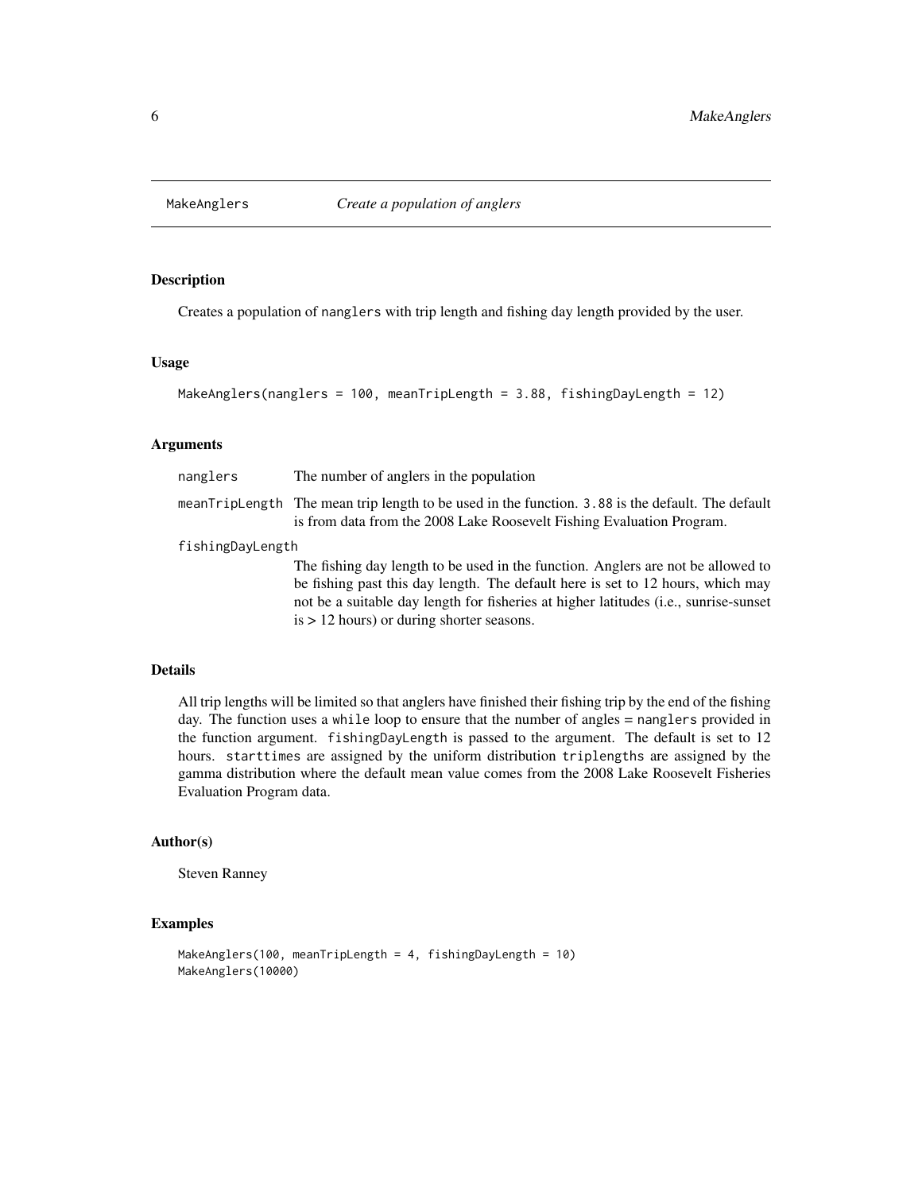# MakeAnglers — *Create a population of anglers*

## Description

Creates a population of `nanglers` with trip length and fishing day length provided by the user.

## Usage

```
MakeAnglers(nanglers = 100, meanTripLength = 3.88, fishingDayLength = 12)
```

## Arguments

| Argument | Description |
|---|---|
| `nanglers` | The number of anglers in the population |
| `meanTripLength` | The mean trip length to be used in the function. `3.88` is the default. The default is from data from the 2008 Lake Roosevelt Fishing Evaluation Program. |
| `fishingDayLength` | The fishing day length to be used in the function. Anglers are not be allowed to be fishing past this day length. The default here is set to 12 hours, which may not be a suitable day length for fisheries at higher latitudes (i.e., sunrise-sunset is > 12 hours) or during shorter seasons. |

## Details

All trip lengths will be limited so that anglers have finished their fishing trip by the end of the fishing day. The function uses a `while` loop to ensure that the number of angles = `nanglers` provided in the function argument. `fishingDayLength` is passed to the argument. The default is set to 12 hours. `starttimes` are assigned by the uniform distribution `triplengths` are assigned by the gamma distribution where the default mean value comes from the 2008 Lake Roosevelt Fisheries Evaluation Program data.

## Author(s)

Steven Ranney

## Examples

```
MakeAnglers(100, meanTripLength = 4, fishingDayLength = 10)
MakeAnglers(10000)
```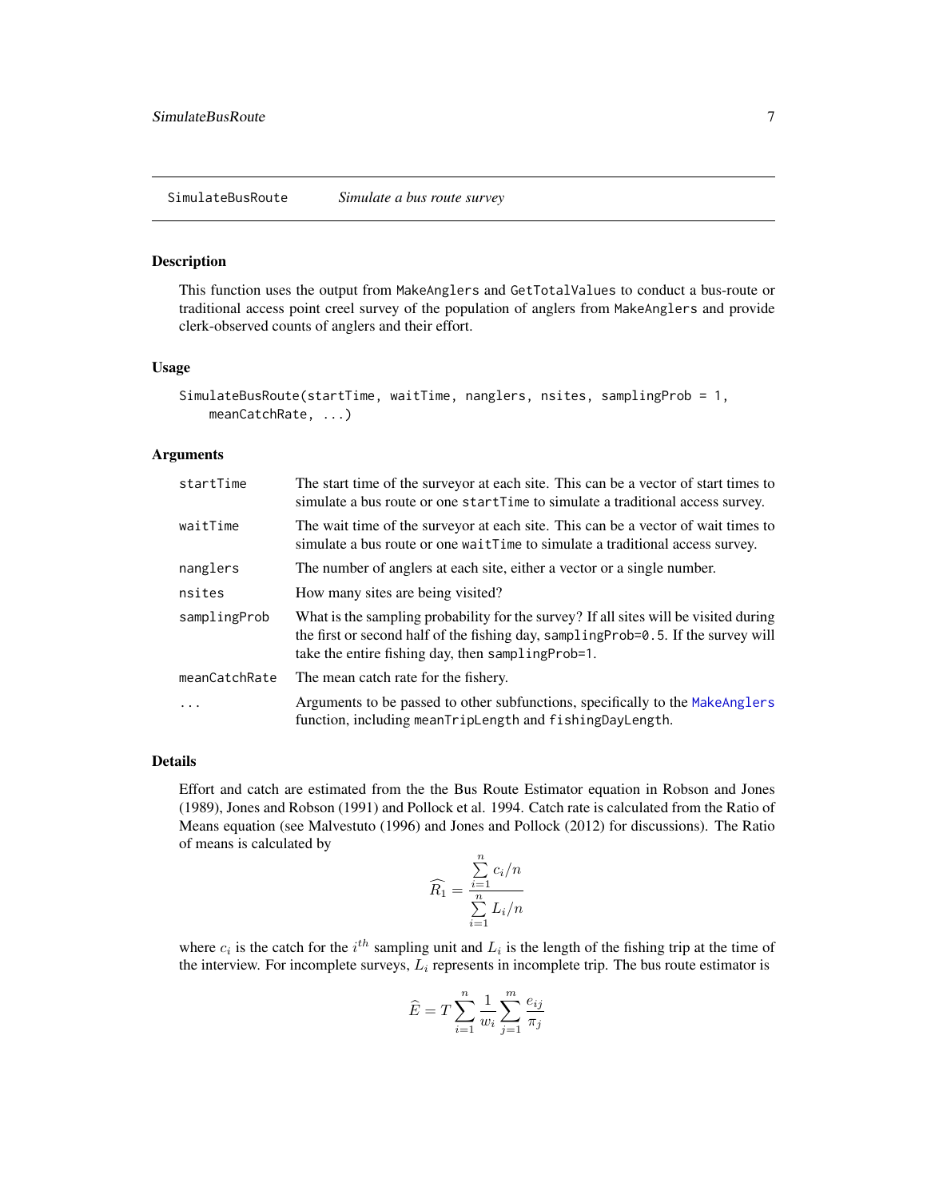## SimulateBusRoute — *Simulate a bus route survey*

### Description

This function uses the output from `MakeAnglers` and `GetTotalValues` to conduct a bus-route or traditional access point creel survey of the population of anglers from `MakeAnglers` and provide clerk-observed counts of anglers and their effort.

### Usage

```
SimulateBusRoute(startTime, waitTime, nanglers, nsites, samplingProb = 1,
    meanCatchRate, ...)
```

### Arguments

| | |
|---|---|
| `startTime` | The start time of the surveyor at each site. This can be a vector of start times to simulate a bus route or one `startTime` to simulate a traditional access survey. |
| `waitTime` | The wait time of the surveyor at each site. This can be a vector of wait times to simulate a bus route or one `waitTime` to simulate a traditional access survey. |
| `nanglers` | The number of anglers at each site, either a vector or a single number. |
| `nsites` | How many sites are being visited? |
| `samplingProb` | What is the sampling probability for the survey? If all sites will be visited during the first or second half of the fishing day, `samplingProb=0.5`. If the survey will take the entire fishing day, then `samplingProb=1`. |
| `meanCatchRate` | The mean catch rate for the fishery. |
| `...` | Arguments to be passed to other subfunctions, specifically to the `MakeAnglers` function, including `meanTripLength` and `fishingDayLength`. |

### Details

Effort and catch are estimated from the the Bus Route Estimator equation in Robson and Jones (1989), Jones and Robson (1991) and Pollock et al. 1994. Catch rate is calculated from the Ratio of Means equation (see Malvestuto (1996) and Jones and Pollock (2012) for discussions). The Ratio of means is calculated by

$$\widehat{R_1} = \frac{\sum_{i=1}^{n} c_i/n}{\sum_{i=1}^{n} L_i/n}$$

where $c_i$ is the catch for the $i^{th}$ sampling unit and $L_i$ is the length of the fishing trip at the time of the interview. For incomplete surveys, $L_i$ represents in incomplete trip. The bus route estimator is

$$\widehat{E} = T \sum_{i=1}^{n} \frac{1}{w_i} \sum_{j=1}^{m} \frac{e_{ij}}{\pi_j}$$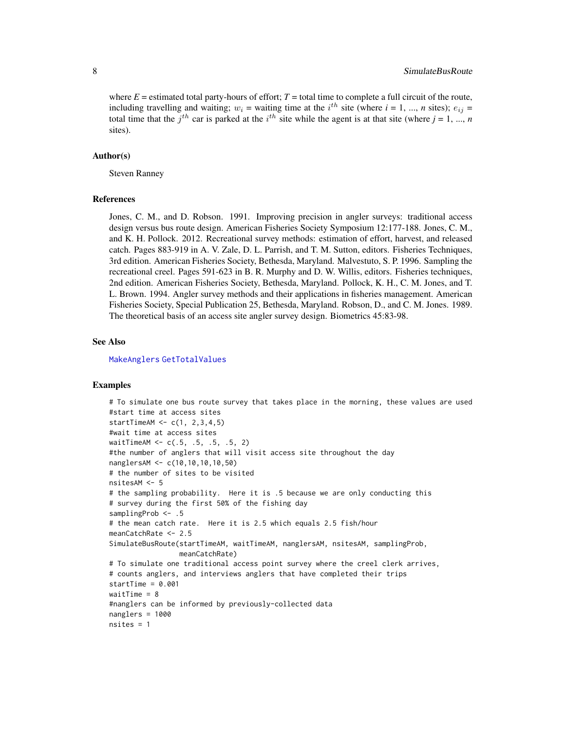where $E$ = estimated total party-hours of effort; $T$ = total time to complete a full circuit of the route, including travelling and waiting; $w_i$ = waiting time at the $i^{th}$ site (where $i$ = 1, ..., $n$ sites); $e_{ij}$ = total time that the $j^{th}$ car is parked at the $i^{th}$ site while the agent is at that site (where $j$ = 1, ..., $n$ sites).

## Author(s)

Steven Ranney

## References

Jones, C. M., and D. Robson. 1991. Improving precision in angler surveys: traditional access design versus bus route design. American Fisheries Society Symposium 12:177-188. Jones, C. M., and K. H. Pollock. 2012. Recreational survey methods: estimation of effort, harvest, and released catch. Pages 883-919 in A. V. Zale, D. L. Parrish, and T. M. Sutton, editors. Fisheries Techniques, 3rd edition. American Fisheries Society, Bethesda, Maryland. Malvestuto, S. P. 1996. Sampling the recreational creel. Pages 591-623 in B. R. Murphy and D. W. Willis, editors. Fisheries techniques, 2nd edition. American Fisheries Society, Bethesda, Maryland. Pollock, K. H., C. M. Jones, and T. L. Brown. 1994. Angler survey methods and their applications in fisheries management. American Fisheries Society, Special Publication 25, Bethesda, Maryland. Robson, D., and C. M. Jones. 1989. The theoretical basis of an access site angler survey design. Biometrics 45:83-98.

## See Also

MakeAnglers GetTotalValues

## Examples

```
# To simulate one bus route survey that takes place in the morning, these values are used
#start time at access sites
startTimeAM <- c(1, 2,3,4,5)
#wait time at access sites
waitTimeAM <- c(.5, .5, .5, .5, 2)
#the number of anglers that will visit access site throughout the day
nanglersAM <- c(10,10,10,10,50)
# the number of sites to be visited
nsitesAM <- 5
# the sampling probability.  Here it is .5 because we are only conducting this
# survey during the first 50% of the fishing day
samplingProb <- .5
# the mean catch rate.  Here it is 2.5 which equals 2.5 fish/hour
meanCatchRate <- 2.5
SimulateBusRoute(startTimeAM, waitTimeAM, nanglersAM, nsitesAM, samplingProb,
                 meanCatchRate)
# To simulate one traditional access point survey where the creel clerk arrives,
# counts anglers, and interviews anglers that have completed their trips
startTime = 0.001
waitTime = 8
#nanglers can be informed by previously-collected data
nanglers = 1000
nsites = 1
```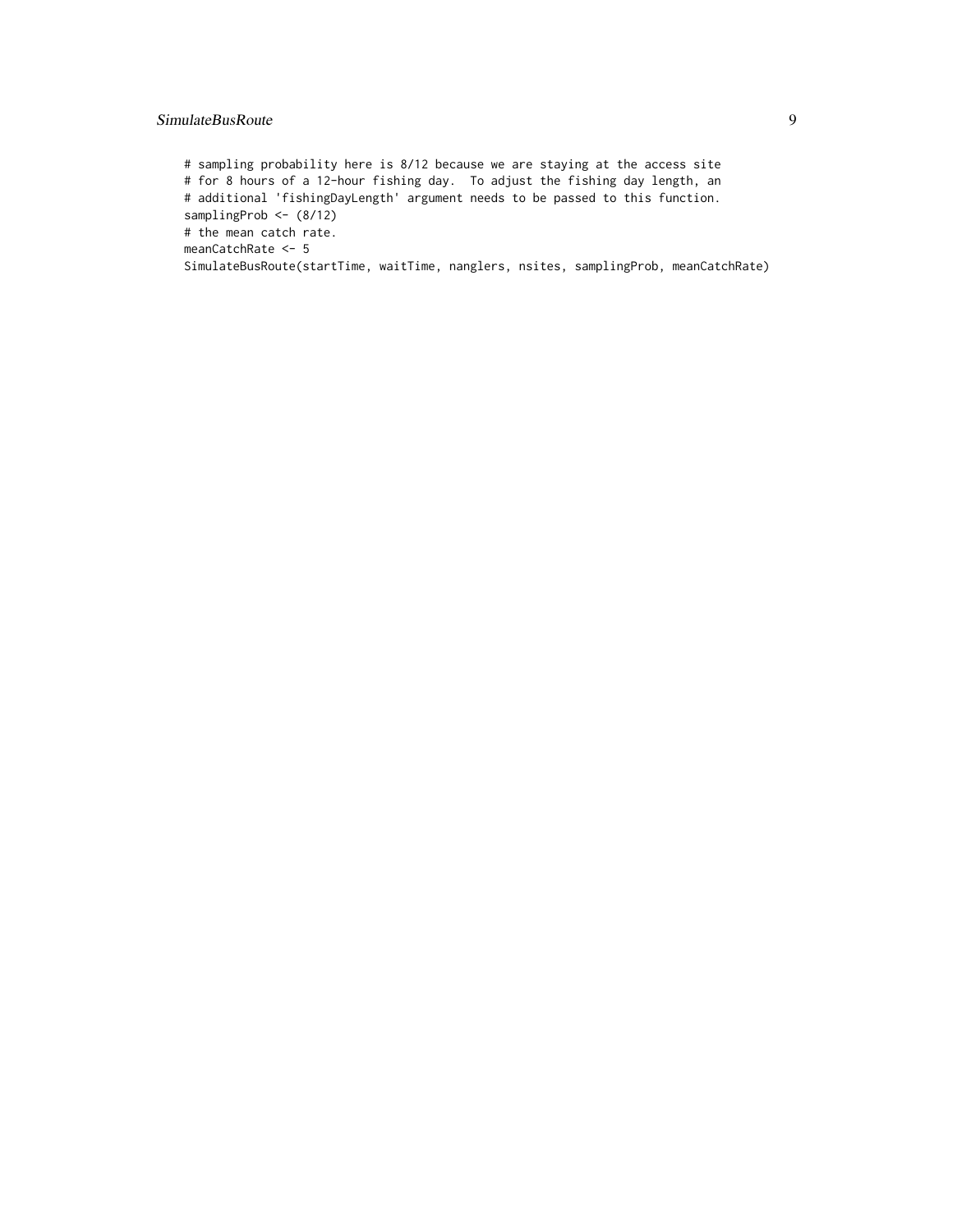```
# sampling probability here is 8/12 because we are staying at the access site
# for 8 hours of a 12-hour fishing day.  To adjust the fishing day length, an
# additional 'fishingDayLength' argument needs to be passed to this function.
samplingProb <- (8/12)
# the mean catch rate.
meanCatchRate <- 5
SimulateBusRoute(startTime, waitTime, nanglers, nsites, samplingProb, meanCatchRate)
```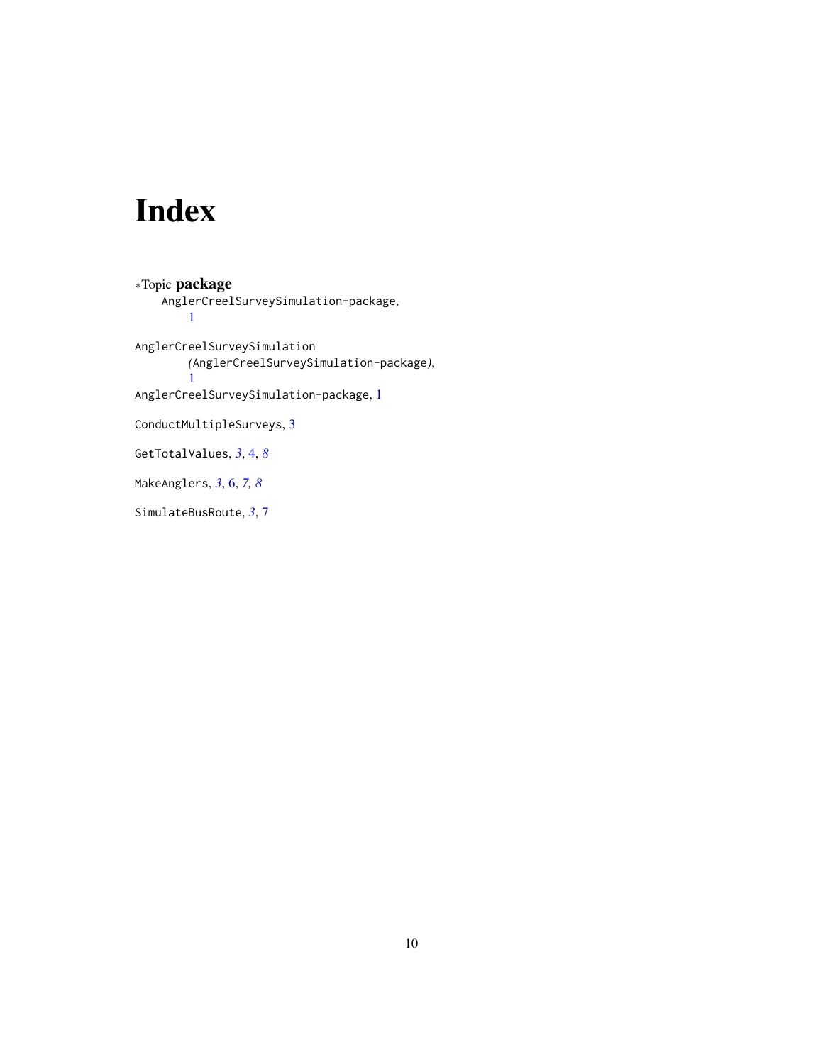# Index

*Topic **package**

AnglerCreelSurveySimulation-package, 1

AnglerCreelSurveySimulation (AnglerCreelSurveySimulation-package), 1

AnglerCreelSurveySimulation-package, 1

ConductMultipleSurveys, 3

GetTotalValues, *3*, 4, *8*

MakeAnglers, *3*, 6, *7, 8*

SimulateBusRoute, *3*, 7